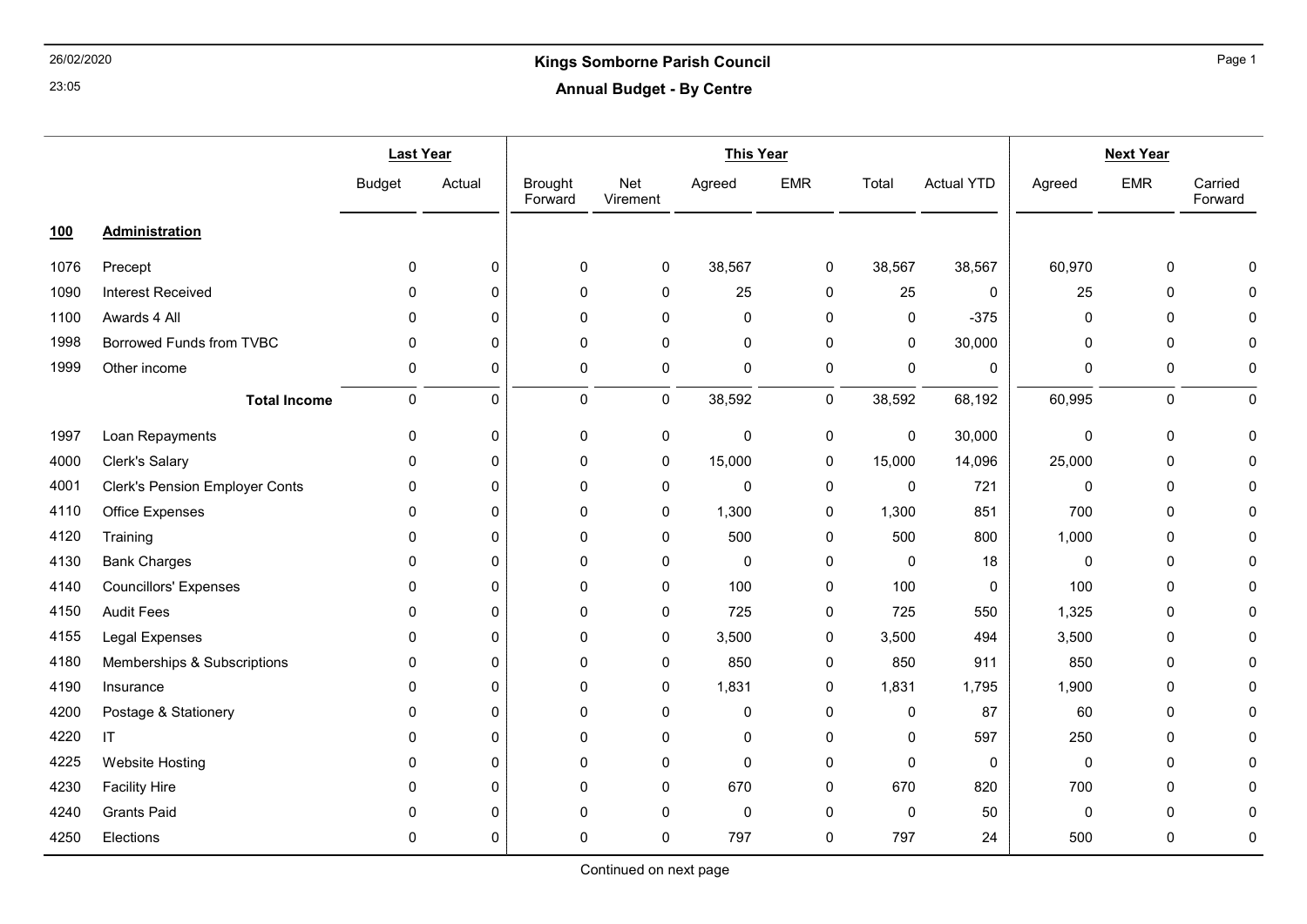# Kings Somborne Parish Council

## Annual Budget - By Centre

| | | Last Year | | This Year | | | | | | Next Year | | |
|---|---|---|---|---|---|---|---|---|---|---|---|---|
| | | Budget | Actual | Brought Forward | Net Virement | Agreed | EMR | Total | Actual YTD | Agreed | EMR | Carried Forward |
| **100** | **Administration** | | | | | | | | | | | |
| 1076 | Precept | 0 | 0 | 0 | 0 | 38,567 | 0 | 38,567 | 38,567 | 60,970 | 0 | 0 |
| 1090 | Interest Received | 0 | 0 | 0 | 0 | 25 | 0 | 25 | 0 | 25 | 0 | 0 |
| 1100 | Awards 4 All | 0 | 0 | 0 | 0 | 0 | 0 | 0 | -375 | 0 | 0 | 0 |
| 1998 | Borrowed Funds from TVBC | 0 | 0 | 0 | 0 | 0 | 0 | 0 | 30,000 | 0 | 0 | 0 |
| 1999 | Other income | 0 | 0 | 0 | 0 | 0 | 0 | 0 | 0 | 0 | 0 | 0 |
| | **Total Income** | 0 | 0 | 0 | 0 | 38,592 | 0 | 38,592 | 68,192 | 60,995 | 0 | 0 |
| 1997 | Loan Repayments | 0 | 0 | 0 | 0 | 0 | 0 | 0 | 30,000 | 0 | 0 | 0 |
| 4000 | Clerk's Salary | 0 | 0 | 0 | 0 | 15,000 | 0 | 15,000 | 14,096 | 25,000 | 0 | 0 |
| 4001 | Clerk's Pension Employer Conts | 0 | 0 | 0 | 0 | 0 | 0 | 0 | 721 | 0 | 0 | 0 |
| 4110 | Office Expenses | 0 | 0 | 0 | 0 | 1,300 | 0 | 1,300 | 851 | 700 | 0 | 0 |
| 4120 | Training | 0 | 0 | 0 | 0 | 500 | 0 | 500 | 800 | 1,000 | 0 | 0 |
| 4130 | Bank Charges | 0 | 0 | 0 | 0 | 0 | 0 | 0 | 18 | 0 | 0 | 0 |
| 4140 | Councillors' Expenses | 0 | 0 | 0 | 0 | 100 | 0 | 100 | 0 | 100 | 0 | 0 |
| 4150 | Audit Fees | 0 | 0 | 0 | 0 | 725 | 0 | 725 | 550 | 1,325 | 0 | 0 |
| 4155 | Legal Expenses | 0 | 0 | 0 | 0 | 3,500 | 0 | 3,500 | 494 | 3,500 | 0 | 0 |
| 4180 | Memberships & Subscriptions | 0 | 0 | 0 | 0 | 850 | 0 | 850 | 911 | 850 | 0 | 0 |
| 4190 | Insurance | 0 | 0 | 0 | 0 | 1,831 | 0 | 1,831 | 1,795 | 1,900 | 0 | 0 |
| 4200 | Postage & Stationery | 0 | 0 | 0 | 0 | 0 | 0 | 0 | 87 | 60 | 0 | 0 |
| 4220 | IT | 0 | 0 | 0 | 0 | 0 | 0 | 0 | 597 | 250 | 0 | 0 |
| 4225 | Website Hosting | 0 | 0 | 0 | 0 | 0 | 0 | 0 | 0 | 0 | 0 | 0 |
| 4230 | Facility Hire | 0 | 0 | 0 | 0 | 670 | 0 | 670 | 820 | 700 | 0 | 0 |
| 4240 | Grants Paid | 0 | 0 | 0 | 0 | 0 | 0 | 0 | 50 | 0 | 0 | 0 |
| 4250 | Elections | 0 | 0 | 0 | 0 | 797 | 0 | 797 | 24 | 500 | 0 | 0 |

Continued on next page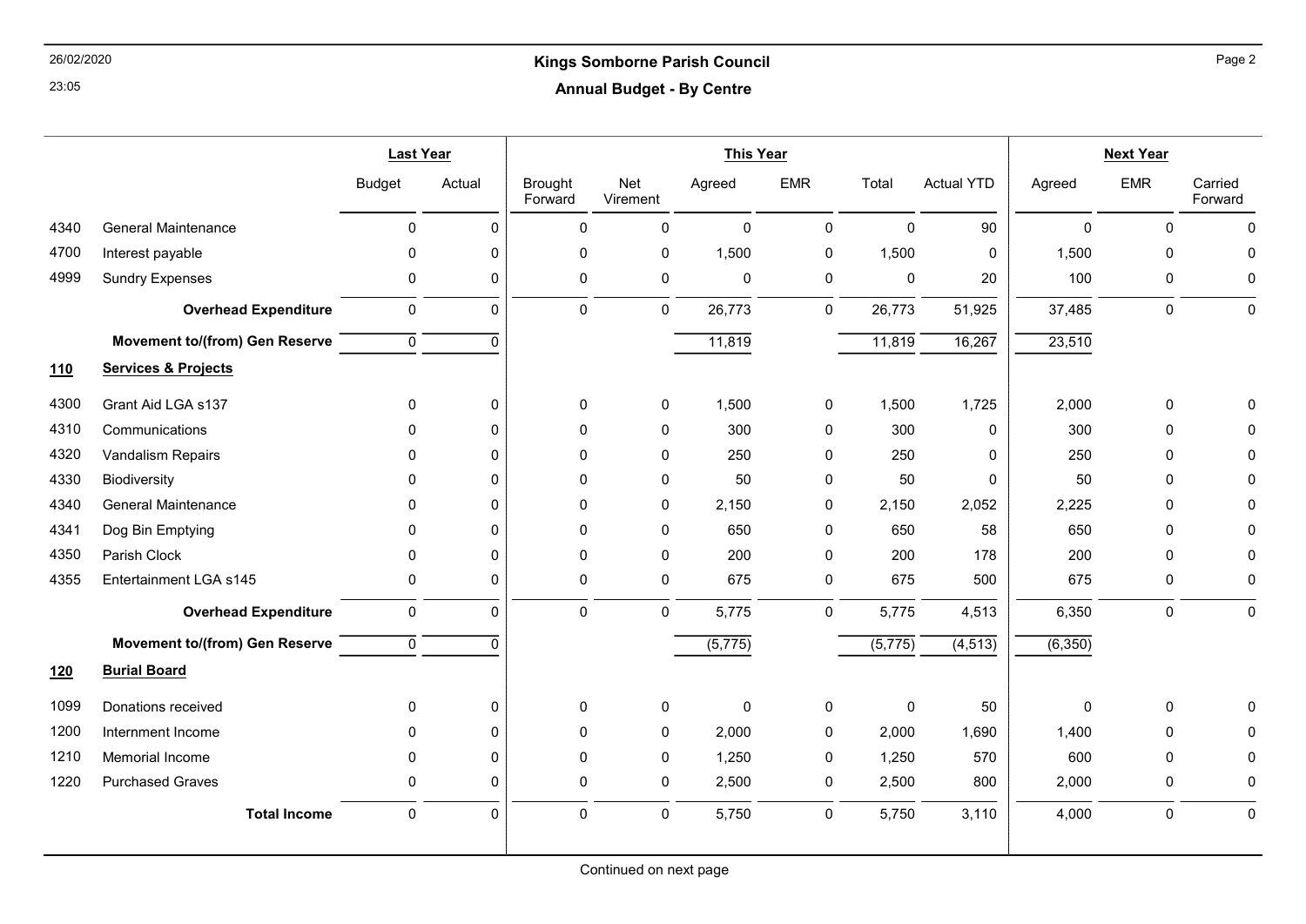# Kings Somborne Parish Council

## Annual Budget - By Centre

| | | Last Year | | This Year | | | | | | Next Year | | |
|---|---|---|---|---|---|---|---|---|---|---|---|---|
| | | Budget | Actual | Brought Forward | Net Virement | Agreed | EMR | Total | Actual YTD | Agreed | EMR | Carried Forward |
| 4340 | General Maintenance | 0 | 0 | 0 | 0 | 0 | 0 | 0 | 90 | 0 | 0 | 0 |
| 4700 | Interest payable | 0 | 0 | 0 | 0 | 1,500 | 0 | 1,500 | 0 | 1,500 | 0 | 0 |
| 4999 | Sundry Expenses | 0 | 0 | 0 | 0 | 0 | 0 | 0 | 20 | 100 | 0 | 0 |
| | **Overhead Expenditure** | 0 | 0 | 0 | 0 | 26,773 | 0 | 26,773 | 51,925 | 37,485 | 0 | 0 |
| | **Movement to/(from) Gen Reserve** | 0 | 0 | | | 11,819 | | 11,819 | 16,267 | 23,510 | | |
| **110** | **Services & Projects** | | | | | | | | | | | |
| 4300 | Grant Aid LGA s137 | 0 | 0 | 0 | 0 | 1,500 | 0 | 1,500 | 1,725 | 2,000 | 0 | 0 |
| 4310 | Communications | 0 | 0 | 0 | 0 | 300 | 0 | 300 | 0 | 300 | 0 | 0 |
| 4320 | Vandalism Repairs | 0 | 0 | 0 | 0 | 250 | 0 | 250 | 0 | 250 | 0 | 0 |
| 4330 | Biodiversity | 0 | 0 | 0 | 0 | 50 | 0 | 50 | 0 | 50 | 0 | 0 |
| 4340 | General Maintenance | 0 | 0 | 0 | 0 | 2,150 | 0 | 2,150 | 2,052 | 2,225 | 0 | 0 |
| 4341 | Dog Bin Emptying | 0 | 0 | 0 | 0 | 650 | 0 | 650 | 58 | 650 | 0 | 0 |
| 4350 | Parish Clock | 0 | 0 | 0 | 0 | 200 | 0 | 200 | 178 | 200 | 0 | 0 |
| 4355 | Entertainment LGA s145 | 0 | 0 | 0 | 0 | 675 | 0 | 675 | 500 | 675 | 0 | 0 |
| | **Overhead Expenditure** | 0 | 0 | 0 | 0 | 5,775 | 0 | 5,775 | 4,513 | 6,350 | 0 | 0 |
| | **Movement to/(from) Gen Reserve** | 0 | 0 | | | (5,775) | | (5,775) | (4,513) | (6,350) | | |
| **120** | **Burial Board** | | | | | | | | | | | |
| 1099 | Donations received | 0 | 0 | 0 | 0 | 0 | 0 | 0 | 50 | 0 | 0 | 0 |
| 1200 | Internment Income | 0 | 0 | 0 | 0 | 2,000 | 0 | 2,000 | 1,690 | 1,400 | 0 | 0 |
| 1210 | Memorial Income | 0 | 0 | 0 | 0 | 1,250 | 0 | 1,250 | 570 | 600 | 0 | 0 |
| 1220 | Purchased Graves | 0 | 0 | 0 | 0 | 2,500 | 0 | 2,500 | 800 | 2,000 | 0 | 0 |
| | **Total Income** | 0 | 0 | 0 | 0 | 5,750 | 0 | 5,750 | 3,110 | 4,000 | 0 | 0 |

Continued on next page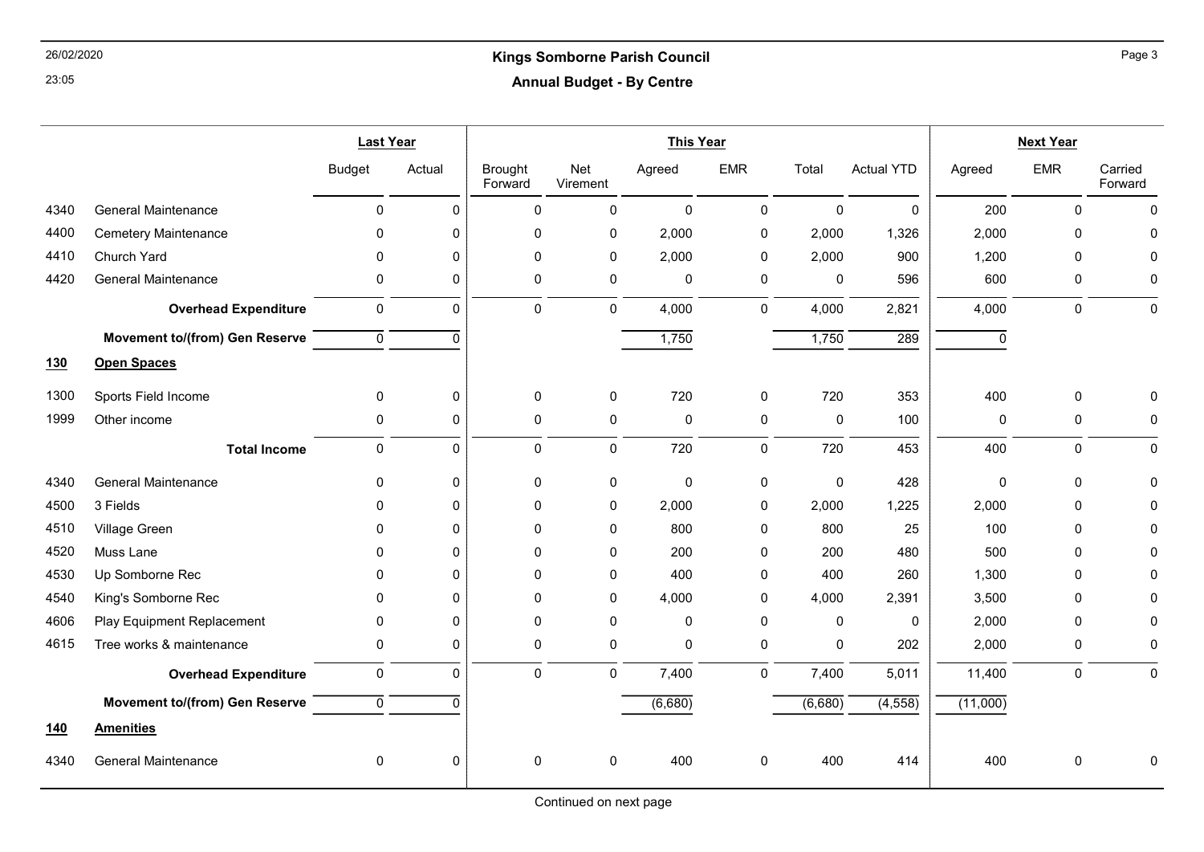# Kings Somborne Parish Council

## Annual Budget - By Centre

| | | Last Year | | This Year | | | | | | Next Year | | |
|---|---|---|---|---|---|---|---|---|---|---|---|---|
| | | Budget | Actual | Brought Forward | Net Virement | Agreed | EMR | Total | Actual YTD | Agreed | EMR | Carried Forward |
| 4340 | General Maintenance | 0 | 0 | 0 | 0 | 0 | 0 | 0 | 0 | 200 | 0 | 0 |
| 4400 | Cemetery Maintenance | 0 | 0 | 0 | 0 | 2,000 | 0 | 2,000 | 1,326 | 2,000 | 0 | 0 |
| 4410 | Church Yard | 0 | 0 | 0 | 0 | 2,000 | 0 | 2,000 | 900 | 1,200 | 0 | 0 |
| 4420 | General Maintenance | 0 | 0 | 0 | 0 | 0 | 0 | 0 | 596 | 600 | 0 | 0 |
| | **Overhead Expenditure** | 0 | 0 | 0 | 0 | 4,000 | 0 | 4,000 | 2,821 | 4,000 | 0 | 0 |
| | **Movement to/(from) Gen Reserve** | 0 | 0 | | | 1,750 | | 1,750 | 289 | 0 | | |
| **130** | **Open Spaces** | | | | | | | | | | | |
| 1300 | Sports Field Income | 0 | 0 | 0 | 0 | 720 | 0 | 720 | 353 | 400 | 0 | 0 |
| 1999 | Other income | 0 | 0 | 0 | 0 | 0 | 0 | 0 | 100 | 0 | 0 | 0 |
| | **Total Income** | 0 | 0 | 0 | 0 | 720 | 0 | 720 | 453 | 400 | 0 | 0 |
| 4340 | General Maintenance | 0 | 0 | 0 | 0 | 0 | 0 | 0 | 428 | 0 | 0 | 0 |
| 4500 | 3 Fields | 0 | 0 | 0 | 0 | 2,000 | 0 | 2,000 | 1,225 | 2,000 | 0 | 0 |
| 4510 | Village Green | 0 | 0 | 0 | 0 | 800 | 0 | 800 | 25 | 100 | 0 | 0 |
| 4520 | Muss Lane | 0 | 0 | 0 | 0 | 200 | 0 | 200 | 480 | 500 | 0 | 0 |
| 4530 | Up Somborne Rec | 0 | 0 | 0 | 0 | 400 | 0 | 400 | 260 | 1,300 | 0 | 0 |
| 4540 | King's Somborne Rec | 0 | 0 | 0 | 0 | 4,000 | 0 | 4,000 | 2,391 | 3,500 | 0 | 0 |
| 4606 | Play Equipment Replacement | 0 | 0 | 0 | 0 | 0 | 0 | 0 | 0 | 2,000 | 0 | 0 |
| 4615 | Tree works & maintenance | 0 | 0 | 0 | 0 | 0 | 0 | 0 | 202 | 2,000 | 0 | 0 |
| | **Overhead Expenditure** | 0 | 0 | 0 | 0 | 7,400 | 0 | 7,400 | 5,011 | 11,400 | 0 | 0 |
| | **Movement to/(from) Gen Reserve** | 0 | 0 | | | (6,680) | | (6,680) | (4,558) | (11,000) | | |
| **140** | **Amenities** | | | | | | | | | | | |
| 4340 | General Maintenance | 0 | 0 | 0 | 0 | 400 | 0 | 400 | 414 | 400 | 0 | 0 |

Continued on next page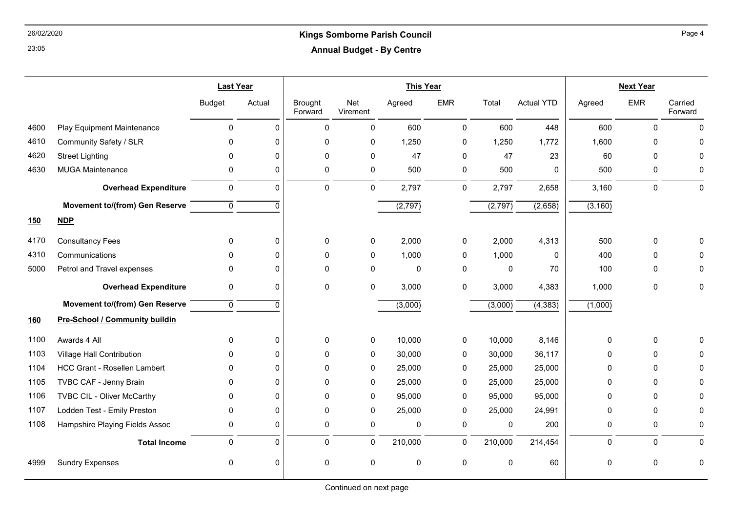## Kings Somborne Parish Council

### Annual Budget - By Centre

| | | Last Year | | This Year | | | | | | Next Year | | |
|---|---|---|---|---|---|---|---|---|---|---|---|---|
| | | Budget | Actual | Brought Forward | Net Virement | Agreed | EMR | Total | Actual YTD | Agreed | EMR | Carried Forward |
| 4600 | Play Equipment Maintenance | 0 | 0 | 0 | 0 | 600 | 0 | 600 | 448 | 600 | 0 | 0 |
| 4610 | Community Safety / SLR | 0 | 0 | 0 | 0 | 1,250 | 0 | 1,250 | 1,772 | 1,600 | 0 | 0 |
| 4620 | Street Lighting | 0 | 0 | 0 | 0 | 47 | 0 | 47 | 23 | 60 | 0 | 0 |
| 4630 | MUGA Maintenance | 0 | 0 | 0 | 0 | 500 | 0 | 500 | 0 | 500 | 0 | 0 |
| | **Overhead Expenditure** | 0 | 0 | 0 | 0 | 2,797 | 0 | 2,797 | 2,658 | 3,160 | 0 | 0 |
| | **Movement to/(from) Gen Reserve** | 0 | 0 | | | (2,797) | | (2,797) | (2,658) | (3,160) | | |
| **150** | **NDP** | | | | | | | | | | | |
| 4170 | Consultancy Fees | 0 | 0 | 0 | 0 | 2,000 | 0 | 2,000 | 4,313 | 500 | 0 | 0 |
| 4310 | Communications | 0 | 0 | 0 | 0 | 1,000 | 0 | 1,000 | 0 | 400 | 0 | 0 |
| 5000 | Petrol and Travel expenses | 0 | 0 | 0 | 0 | 0 | 0 | 0 | 70 | 100 | 0 | 0 |
| | **Overhead Expenditure** | 0 | 0 | 0 | 0 | 3,000 | 0 | 3,000 | 4,383 | 1,000 | 0 | 0 |
| | **Movement to/(from) Gen Reserve** | 0 | 0 | | | (3,000) | | (3,000) | (4,383) | (1,000) | | |
| **160** | **Pre-School / Community buildin** | | | | | | | | | | | |
| 1100 | Awards 4 All | 0 | 0 | 0 | 0 | 10,000 | 0 | 10,000 | 8,146 | 0 | 0 | 0 |
| 1103 | Village Hall Contribution | 0 | 0 | 0 | 0 | 30,000 | 0 | 30,000 | 36,117 | 0 | 0 | 0 |
| 1104 | HCC Grant - Rosellen Lambert | 0 | 0 | 0 | 0 | 25,000 | 0 | 25,000 | 25,000 | 0 | 0 | 0 |
| 1105 | TVBC CAF - Jenny Brain | 0 | 0 | 0 | 0 | 25,000 | 0 | 25,000 | 25,000 | 0 | 0 | 0 |
| 1106 | TVBC CIL - Oliver McCarthy | 0 | 0 | 0 | 0 | 95,000 | 0 | 95,000 | 95,000 | 0 | 0 | 0 |
| 1107 | Lodden Test - Emily Preston | 0 | 0 | 0 | 0 | 25,000 | 0 | 25,000 | 24,991 | 0 | 0 | 0 |
| 1108 | Hampshire Playing Fields Assoc | 0 | 0 | 0 | 0 | 0 | 0 | 0 | 200 | 0 | 0 | 0 |
| | **Total Income** | 0 | 0 | 0 | 0 | 210,000 | 0 | 210,000 | 214,454 | 0 | 0 | 0 |
| 4999 | Sundry Expenses | 0 | 0 | 0 | 0 | 0 | 0 | 0 | 60 | 0 | 0 | 0 |

Continued on next page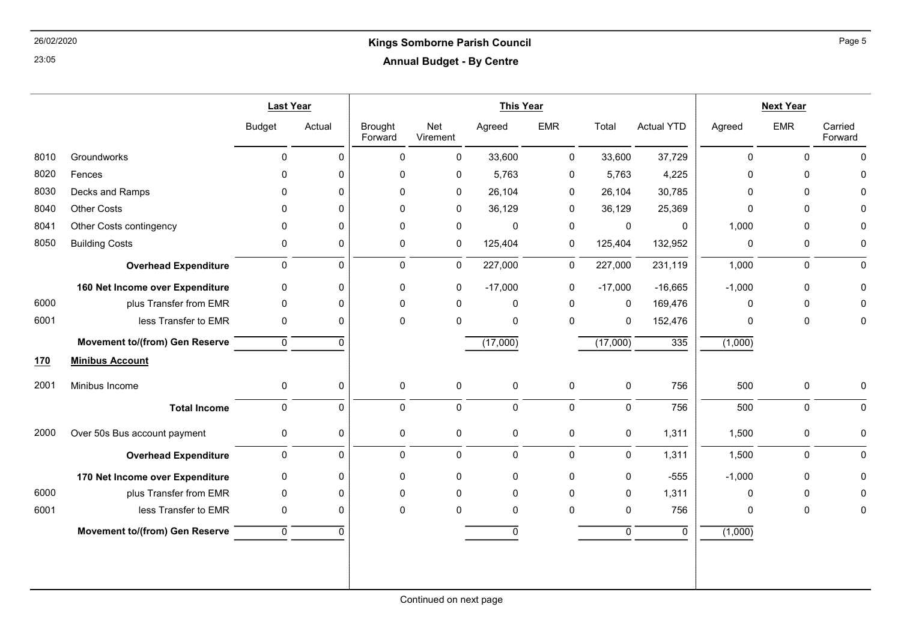## Kings Somborne Parish Council

### Annual Budget - By Centre

| | | Last Year | | This Year | | | | | | Next Year | | |
|---|---|---|---|---|---|---|---|---|---|---|---|---|
| | | Budget | Actual | Brought Forward | Net Virement | Agreed | EMR | Total | Actual YTD | Agreed | EMR | Carried Forward |
| 8010 | Groundworks | 0 | 0 | 0 | 0 | 33,600 | 0 | 33,600 | 37,729 | 0 | 0 | 0 |
| 8020 | Fences | 0 | 0 | 0 | 0 | 5,763 | 0 | 5,763 | 4,225 | 0 | 0 | 0 |
| 8030 | Decks and Ramps | 0 | 0 | 0 | 0 | 26,104 | 0 | 26,104 | 30,785 | 0 | 0 | 0 |
| 8040 | Other Costs | 0 | 0 | 0 | 0 | 36,129 | 0 | 36,129 | 25,369 | 0 | 0 | 0 |
| 8041 | Other Costs contingency | 0 | 0 | 0 | 0 | 0 | 0 | 0 | 0 | 1,000 | 0 | 0 |
| 8050 | Building Costs | 0 | 0 | 0 | 0 | 125,404 | 0 | 125,404 | 132,952 | 0 | 0 | 0 |
| | **Overhead Expenditure** | 0 | 0 | 0 | 0 | 227,000 | 0 | 227,000 | 231,119 | 1,000 | 0 | 0 |
| | **160 Net Income over Expenditure** | 0 | 0 | 0 | 0 | -17,000 | 0 | -17,000 | -16,665 | -1,000 | 0 | 0 |
| 6000 | plus Transfer from EMR | 0 | 0 | 0 | 0 | 0 | 0 | 0 | 169,476 | 0 | 0 | 0 |
| 6001 | less Transfer to EMR | 0 | 0 | 0 | 0 | 0 | 0 | 0 | 152,476 | 0 | 0 | 0 |
| | **Movement to/(from) Gen Reserve** | 0 | 0 | | | (17,000) | | (17,000) | 335 | (1,000) | | |
| **170** | **Minibus Account** | | | | | | | | | | | |
| 2001 | Minibus Income | 0 | 0 | 0 | 0 | 0 | 0 | 0 | 756 | 500 | 0 | 0 |
| | **Total Income** | 0 | 0 | 0 | 0 | 0 | 0 | 0 | 756 | 500 | 0 | 0 |
| 2000 | Over 50s Bus account payment | 0 | 0 | 0 | 0 | 0 | 0 | 0 | 1,311 | 1,500 | 0 | 0 |
| | **Overhead Expenditure** | 0 | 0 | 0 | 0 | 0 | 0 | 0 | 1,311 | 1,500 | 0 | 0 |
| | **170 Net Income over Expenditure** | 0 | 0 | 0 | 0 | 0 | 0 | 0 | -555 | -1,000 | 0 | 0 |
| 6000 | plus Transfer from EMR | 0 | 0 | 0 | 0 | 0 | 0 | 0 | 1,311 | 0 | 0 | 0 |
| 6001 | less Transfer to EMR | 0 | 0 | 0 | 0 | 0 | 0 | 0 | 756 | 0 | 0 | 0 |
| | **Movement to/(from) Gen Reserve** | 0 | 0 | | | 0 | | 0 | 0 | (1,000) | | |

Continued on next page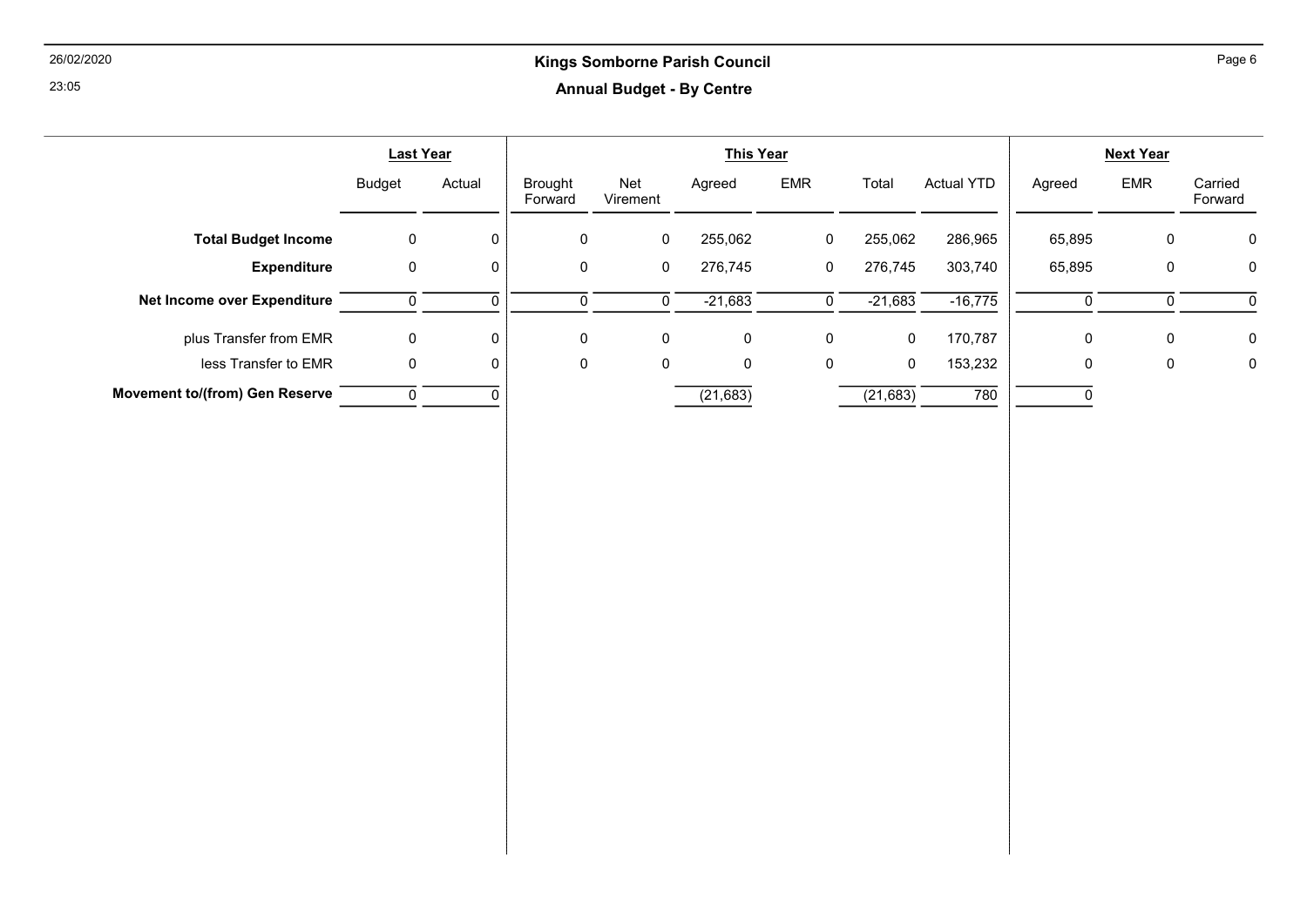# Kings Somborne Parish Council

## Annual Budget - By Centre

| | Last Year | | This Year | | | | | | Next Year | | |
|---|---|---|---|---|---|---|---|---|---|---|---|
| | Budget | Actual | Brought Forward | Net Virement | Agreed | EMR | Total | Actual YTD | Agreed | EMR | Carried Forward |
| **Total Budget Income** | 0 | 0 | 0 | 0 | 255,062 | 0 | 255,062 | 286,965 | 65,895 | 0 | 0 |
| **Expenditure** | 0 | 0 | 0 | 0 | 276,745 | 0 | 276,745 | 303,740 | 65,895 | 0 | 0 |
| **Net Income over Expenditure** | 0 | 0 | 0 | 0 | -21,683 | 0 | -21,683 | -16,775 | 0 | 0 | 0 |
| plus Transfer from EMR | 0 | 0 | 0 | 0 | 0 | 0 | 0 | 170,787 | 0 | 0 | 0 |
| less Transfer to EMR | 0 | 0 | 0 | 0 | 0 | 0 | 0 | 153,232 | 0 | 0 | 0 |
| **Movement to/(from) Gen Reserve** | 0 | 0 | | | (21,683) | | (21,683) | 780 | 0 | | |